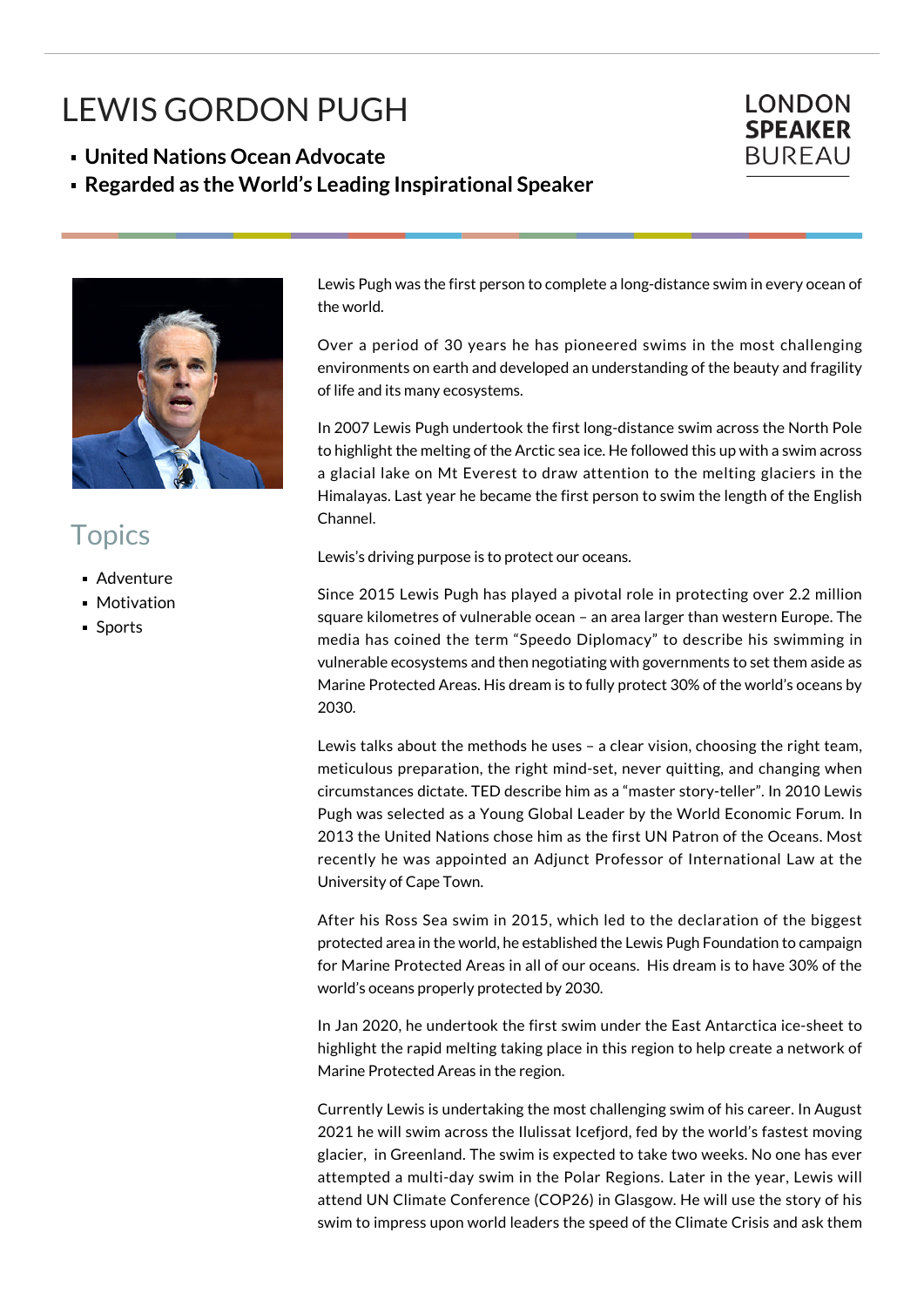# LEWIS GORDON PUGH

- **United Nations Ocean Advocate**
- **Regarded as the World's Leading Inspirational Speaker**

LONDON **SPEAKER** BUREAU

## Topics

- Adventure
- Motivation
- Sports

Lewis Pugh was the first person to complete a long-distance swim in every ocean of the world.

Over a period of 30 years he has pioneered swims in the most challenging environments on earth and developed an understanding of the beauty and fragility of life and its many ecosystems.

In 2007 Lewis Pugh undertook the first long-distance swim across the North Pole to highlight the melting of the Arctic sea ice. He followed this up with a swim across a glacial lake on Mt Everest to draw attention to the melting glaciers in the Himalayas. Last year he became the first person to swim the length of the English Channel.

Lewis's driving purpose is to protect our oceans.

Since 2015 Lewis Pugh has played a pivotal role in protecting over 2.2 million square kilometres of vulnerable ocean – an area larger than western Europe. The media has coined the term "Speedo Diplomacy" to describe his swimming in vulnerable ecosystems and then negotiating with governments to set them aside as Marine Protected Areas. His dream is to fully protect 30% of the world's oceans by 2030.

Lewis talks about the methods he uses – a clear vision, choosing the right team, meticulous preparation, the right mind-set, never quitting, and changing when circumstances dictate. TED describe him as a "master story-teller". In 2010 Lewis Pugh was selected as a Young Global Leader by the World Economic Forum. In 2013 the United Nations chose him as the first UN Patron of the Oceans. Most recently he was appointed an Adjunct Professor of International Law at the University of Cape Town.

After his Ross Sea swim in 2015, which led to the declaration of the biggest protected area in the world, he established the Lewis Pugh Foundation to campaign for Marine Protected Areas in all of our oceans. His dream is to have 30% of the world's oceans properly protected by 2030.

In Jan 2020, he undertook the first swim under the East Antarctica ice-sheet to highlight the rapid melting taking place in this region to help create a network of Marine Protected Areas in the region.

Currently Lewis is undertaking the most challenging swim of his career. In August 2021 he will swim across the Ilulissat Icefjord, fed by the world's fastest moving glacier, in Greenland. The swim is expected to take two weeks. No one has ever attempted a multi-day swim in the Polar Regions. Later in the year, Lewis will attend UN Climate Conference (COP26) in Glasgow. He will use the story of his swim to impress upon world leaders the speed of the Climate Crisis and ask them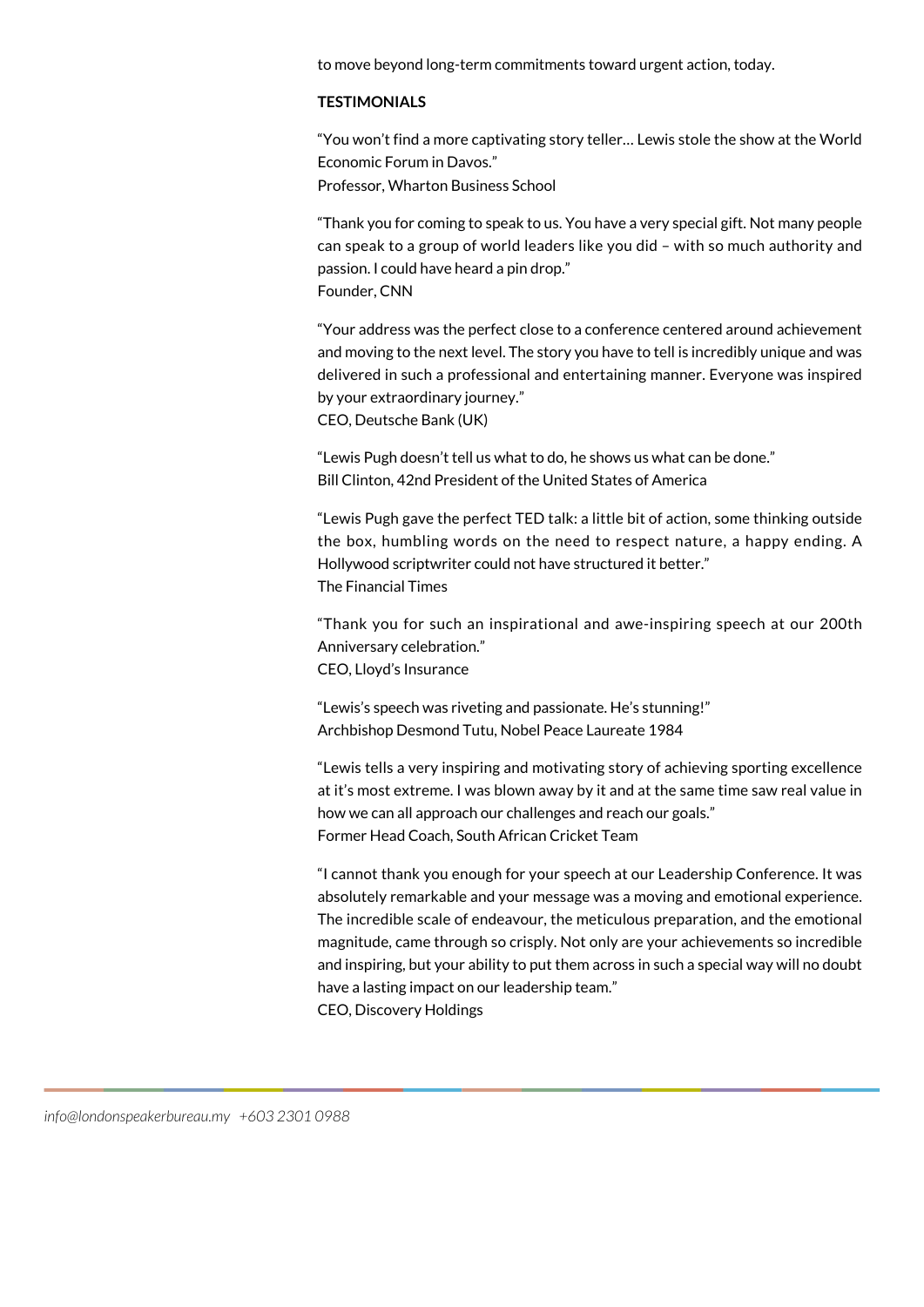to move beyond long-term commitments toward urgent action, today.

**TESTIMONIALS**

"You won't find a more captivating story teller… Lewis stole the show at the World Economic Forum in Davos."
Professor, Wharton Business School

"Thank you for coming to speak to us. You have a very special gift. Not many people can speak to a group of world leaders like you did – with so much authority and passion. I could have heard a pin drop."
Founder, CNN

"Your address was the perfect close to a conference centered around achievement and moving to the next level. The story you have to tell is incredibly unique and was delivered in such a professional and entertaining manner. Everyone was inspired by your extraordinary journey."
CEO, Deutsche Bank (UK)

"Lewis Pugh doesn't tell us what to do, he shows us what can be done."
Bill Clinton, 42nd President of the United States of America

"Lewis Pugh gave the perfect TED talk: a little bit of action, some thinking outside the box, humbling words on the need to respect nature, a happy ending. A Hollywood scriptwriter could not have structured it better."
The Financial Times

"Thank you for such an inspirational and awe-inspiring speech at our 200th Anniversary celebration."
CEO, Lloyd's Insurance

"Lewis's speech was riveting and passionate. He's stunning!"
Archbishop Desmond Tutu, Nobel Peace Laureate 1984

"Lewis tells a very inspiring and motivating story of achieving sporting excellence at it's most extreme. I was blown away by it and at the same time saw real value in how we can all approach our challenges and reach our goals."
Former Head Coach, South African Cricket Team

"I cannot thank you enough for your speech at our Leadership Conference. It was absolutely remarkable and your message was a moving and emotional experience. The incredible scale of endeavour, the meticulous preparation, and the emotional magnitude, came through so crisply. Not only are your achievements so incredible and inspiring, but your ability to put them across in such a special way will no doubt have a lasting impact on our leadership team."
CEO, Discovery Holdings